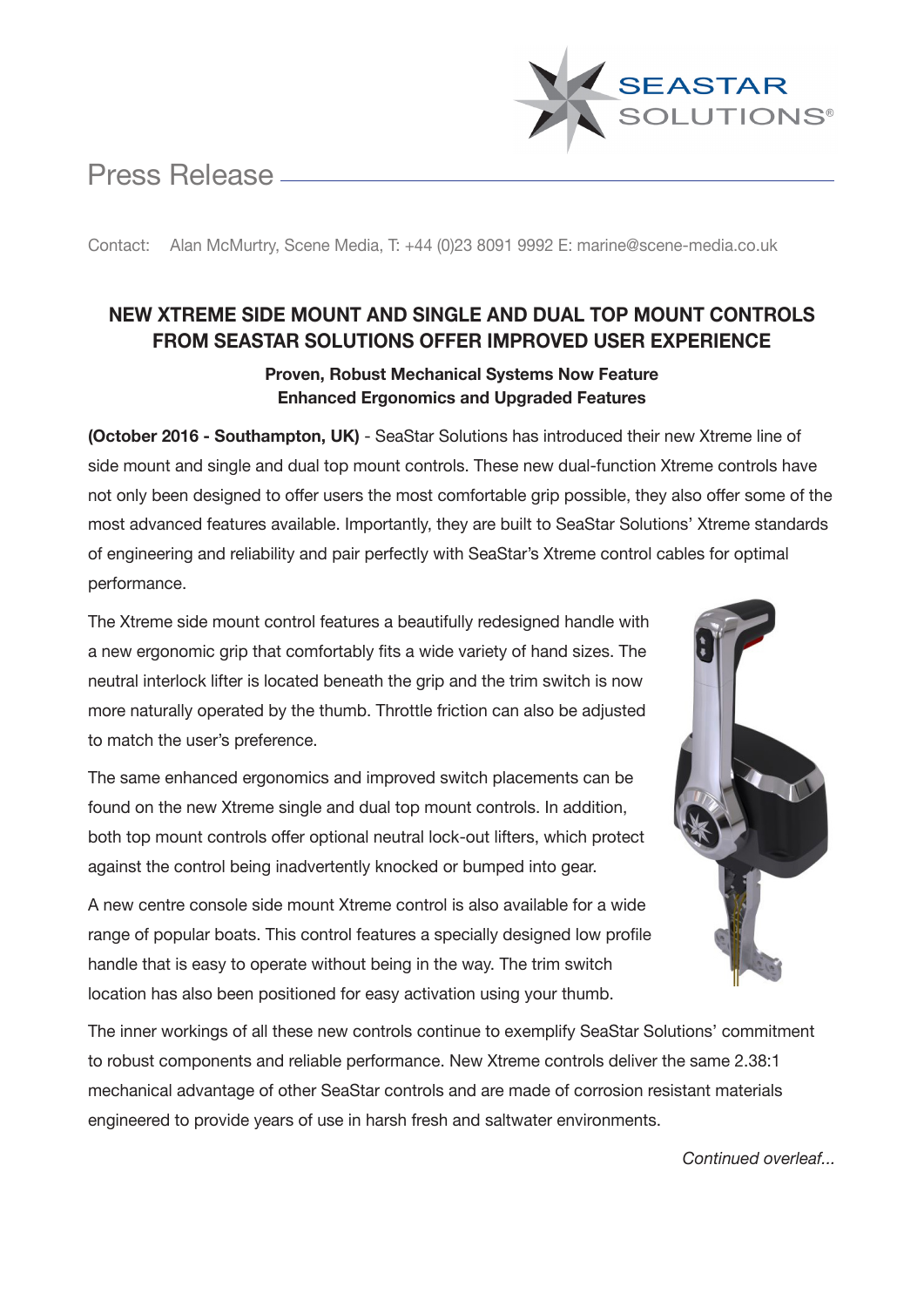# Press Release

Contact: Alan McMurtry, Scene Media, T: +44 (0)23 8091 9992 E: marine@scene-media.co.uk

## NEW XTREME SIDE MOUNT AND SINGLE AND DUAL TOP MOUNT CONTROLS FROM SEASTAR SOLUTIONS OFFER IMPROVED USER EXPERIENCE

### Proven, Robust Mechanical Systems Now Feature Enhanced Ergonomics and Upgraded Features

**(October 2016 - Southampton, UK)** - SeaStar Solutions has introduced their new Xtreme line of side mount and single and dual top mount controls. These new dual-function Xtreme controls have not only been designed to offer users the most comfortable grip possible, they also offer some of the most advanced features available. Importantly, they are built to SeaStar Solutions' Xtreme standards of engineering and reliability and pair perfectly with SeaStar's Xtreme control cables for optimal performance.

The Xtreme side mount control features a beautifully redesigned handle with a new ergonomic grip that comfortably fits a wide variety of hand sizes. The neutral interlock lifter is located beneath the grip and the trim switch is now more naturally operated by the thumb. Throttle friction can also be adjusted to match the user's preference.

The same enhanced ergonomics and improved switch placements can be found on the new Xtreme single and dual top mount controls. In addition, both top mount controls offer optional neutral lock-out lifters, which protect against the control being inadvertently knocked or bumped into gear.

A new centre console side mount Xtreme control is also available for a wide range of popular boats. This control features a specially designed low profile handle that is easy to operate without being in the way. The trim switch location has also been positioned for easy activation using your thumb.

The inner workings of all these new controls continue to exemplify SeaStar Solutions' commitment to robust components and reliable performance. New Xtreme controls deliver the same 2.38:1 mechanical advantage of other SeaStar controls and are made of corrosion resistant materials engineered to provide years of use in harsh fresh and saltwater environments.

*Continued overleaf...*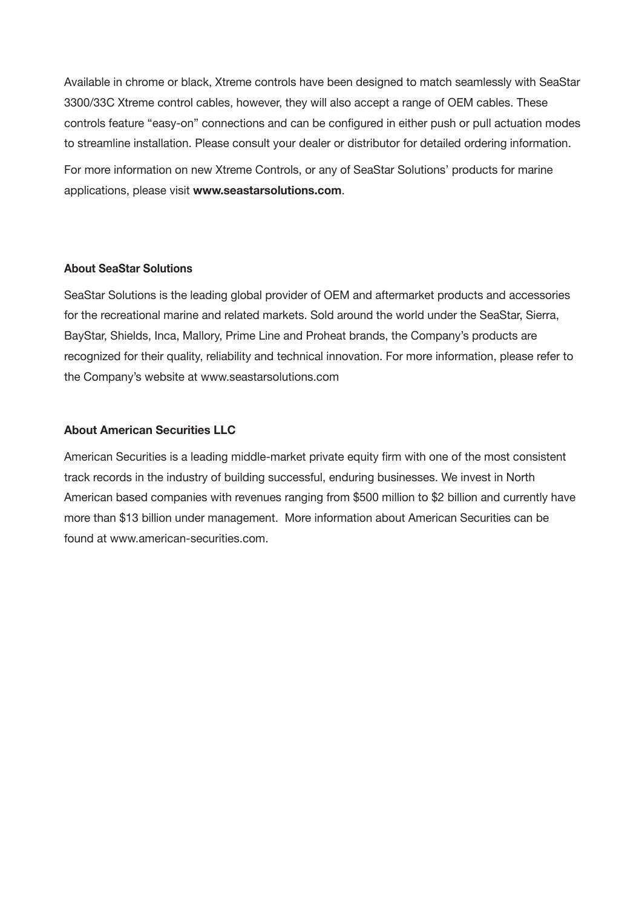Available in chrome or black, Xtreme controls have been designed to match seamlessly with SeaStar 3300/33C Xtreme control cables, however, they will also accept a range of OEM cables. These controls feature "easy-on" connections and can be configured in either push or pull actuation modes to streamline installation. Please consult your dealer or distributor for detailed ordering information.

For more information on new Xtreme Controls, or any of SeaStar Solutions' products for marine applications, please visit **www.seastarsolutions.com**.

**About SeaStar Solutions**

SeaStar Solutions is the leading global provider of OEM and aftermarket products and accessories for the recreational marine and related markets. Sold around the world under the SeaStar, Sierra, BayStar, Shields, Inca, Mallory, Prime Line and Proheat brands, the Company's products are recognized for their quality, reliability and technical innovation. For more information, please refer to the Company's website at www.seastarsolutions.com

**About American Securities LLC**

American Securities is a leading middle-market private equity firm with one of the most consistent track records in the industry of building successful, enduring businesses. We invest in North American based companies with revenues ranging from $500 million to $2 billion and currently have more than $13 billion under management. More information about American Securities can be found at www.american-securities.com.